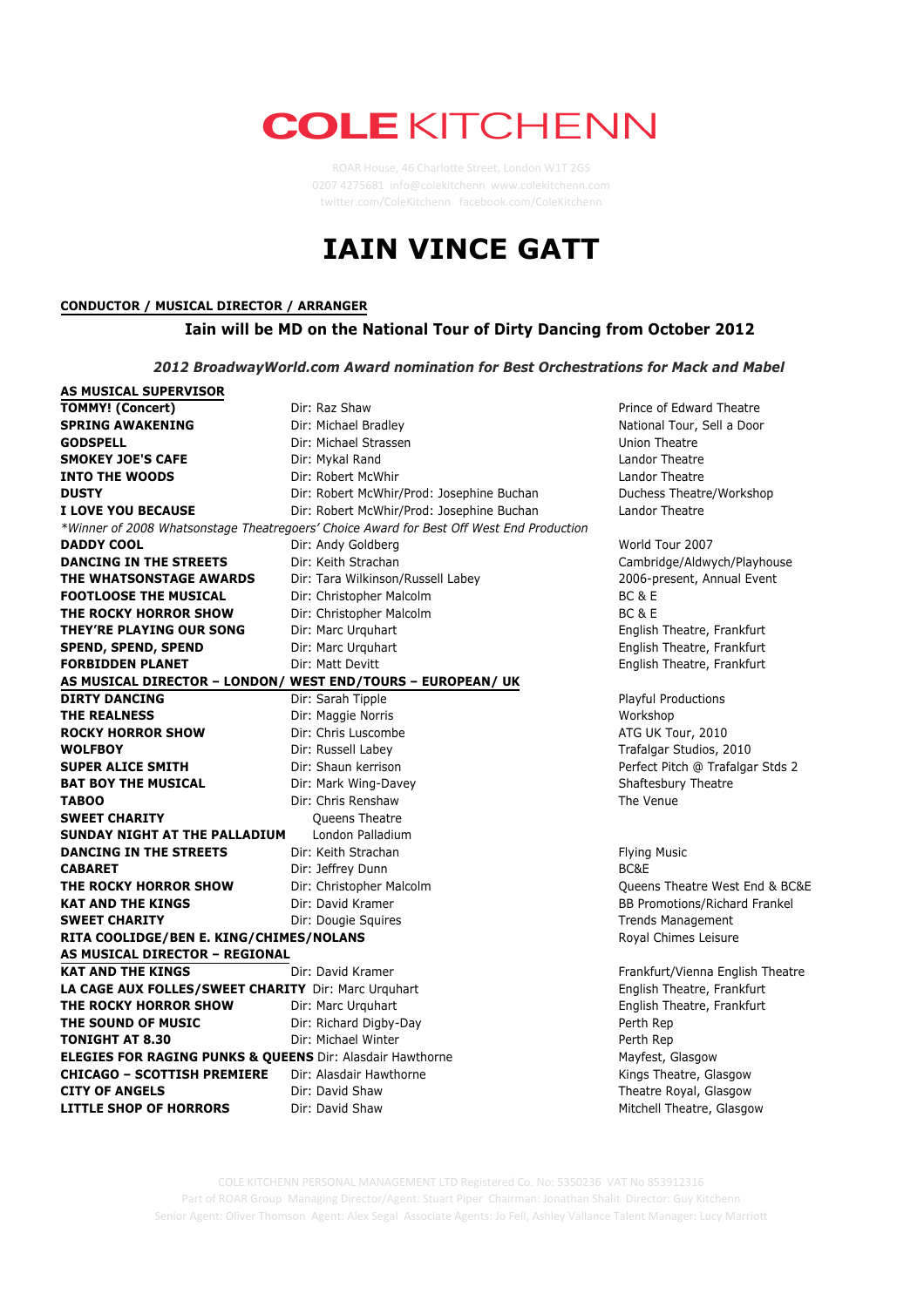# COLE KITCHENN

ROAR House, 46 Charlotte Street, London W1T 2GS
0207 4275681 info@colekitchenn www.colekitchenn.com
twitter.com/ColeKitchenn facebook.com/ColeKitchenn

# IAIN VINCE GATT

**CONDUCTOR / MUSICAL DIRECTOR / ARRANGER**

**Iain will be MD on the National Tour of Dirty Dancing from October 2012**

***2012 BroadwayWorld.com Award nomination for Best Orchestrations for Mack and Mabel***

**AS MUSICAL SUPERVISOR**

| | | |
|---|---|---|
| **TOMMY! (Concert)** | Dir: Raz Shaw | Prince of Edward Theatre |
| **SPRING AWAKENING** | Dir: Michael Bradley | National Tour, Sell a Door |
| **GODSPELL** | Dir: Michael Strassen | Union Theatre |
| **SMOKEY JOE'S CAFE** | Dir: Mykal Rand | Landor Theatre |
| **INTO THE WOODS** | Dir: Robert McWhir | Landor Theatre |
| **DUSTY** | Dir: Robert McWhir/Prod: Josephine Buchan | Duchess Theatre/Workshop |
| **I LOVE YOU BECAUSE** | Dir: Robert McWhir/Prod: Josephine Buchan | Landor Theatre |
| *\*Winner of 2008 Whatsonstage Theatregoers' Choice Award for Best Off West End Production* | | |
| **DADDY COOL** | Dir: Andy Goldberg | World Tour 2007 |
| **DANCING IN THE STREETS** | Dir: Keith Strachan | Cambridge/Aldwych/Playhouse |
| **THE WHATSONSTAGE AWARDS** | Dir: Tara Wilkinson/Russell Labey | 2006-present, Annual Event |
| **FOOTLOOSE THE MUSICAL** | Dir: Christopher Malcolm | BC & E |
| **THE ROCKY HORROR SHOW** | Dir: Christopher Malcolm | BC & E |
| **THEY'RE PLAYING OUR SONG** | Dir: Marc Urquhart | English Theatre, Frankfurt |
| **SPEND, SPEND, SPEND** | Dir: Marc Urquhart | English Theatre, Frankfurt |
| **FORBIDDEN PLANET** | Dir: Matt Devitt | English Theatre, Frankfurt |

**AS MUSICAL DIRECTOR – LONDON/ WEST END/TOURS – EUROPEAN/ UK**

| | | |
|---|---|---|
| **DIRTY DANCING** | Dir: Sarah Tipple | Playful Productions |
| **THE REALNESS** | Dir: Maggie Norris | Workshop |
| **ROCKY HORROR SHOW** | Dir: Chris Luscombe | ATG UK Tour, 2010 |
| **WOLFBOY** | Dir: Russell Labey | Trafalgar Studios, 2010 |
| **SUPER ALICE SMITH** | Dir: Shaun kerrison | Perfect Pitch @ Trafalgar Stds 2 |
| **BAT BOY THE MUSICAL** | Dir: Mark Wing-Davey | Shaftesbury Theatre |
| **TABOO** | Dir: Chris Renshaw | The Venue |
| **SWEET CHARITY** | Queens Theatre | |
| **SUNDAY NIGHT AT THE PALLADIUM** | London Palladium | |
| **DANCING IN THE STREETS** | Dir: Keith Strachan | Flying Music |
| **CABARET** | Dir: Jeffrey Dunn | BC&E |
| **THE ROCKY HORROR SHOW** | Dir: Christopher Malcolm | Queens Theatre West End & BC&E |
| **KAT AND THE KINGS** | Dir: David Kramer | BB Promotions/Richard Frankel |
| **SWEET CHARITY** | Dir: Dougie Squires | Trends Management |
| **RITA COOLIDGE/BEN E. KING/CHIMES/NOLANS** | | Royal Chimes Leisure |

**AS MUSICAL DIRECTOR – REGIONAL**

| | | |
|---|---|---|
| **KAT AND THE KINGS** | Dir: David Kramer | Frankfurt/Vienna English Theatre |
| **LA CAGE AUX FOLLES/SWEET CHARITY** | Dir: Marc Urquhart | English Theatre, Frankfurt |
| **THE ROCKY HORROR SHOW** | Dir: Marc Urquhart | English Theatre, Frankfurt |
| **THE SOUND OF MUSIC** | Dir: Richard Digby-Day | Perth Rep |
| **TONIGHT AT 8.30** | Dir: Michael Winter | Perth Rep |
| **ELEGIES FOR RAGING PUNKS & QUEENS** | Dir: Alasdair Hawthorne | Mayfest, Glasgow |
| **CHICAGO – SCOTTISH PREMIERE** | Dir: Alasdair Hawthorne | Kings Theatre, Glasgow |
| **CITY OF ANGELS** | Dir: David Shaw | Theatre Royal, Glasgow |
| **LITTLE SHOP OF HORRORS** | Dir: David Shaw | Mitchell Theatre, Glasgow |

COLE KITCHENN PERSONAL MANAGEMENT LTD Registered Co. No: 5350236 VAT No 853912316
Part of ROAR Group Managing Director/Agent: Stuart Piper Chairman: Jonathan Shalit Director: Guy Kitchenn
Senior Agent: Oliver Thomson Agent: Alex Segal Associate Agents: Jo Fell, Ashley Vallance Talent Manager: Lucy Marriott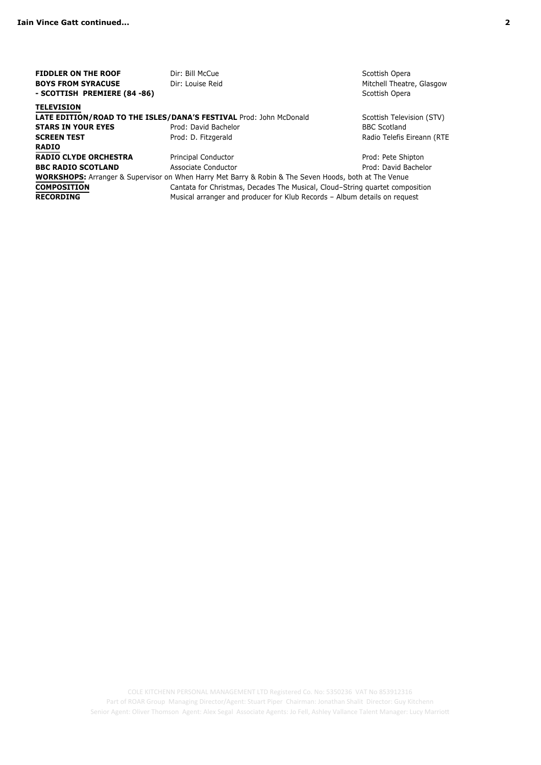| | | |
|---|---|---|
| **FIDDLER ON THE ROOF** | Dir: Bill McCue | Scottish Opera |
| **BOYS FROM SYRACUSE** | Dir: Louise Reid | Mitchell Theatre, Glasgow |
| **- SCOTTISH PREMIERE (84 -86)** | | Scottish Opera |

**TELEVISION**

| | | |
|---|---|---|
| **LATE EDITION/ROAD TO THE ISLES/DANA'S FESTIVAL** | Prod: John McDonald | Scottish Television (STV) |
| **STARS IN YOUR EYES** | Prod: David Bachelor | BBC Scotland |
| **SCREEN TEST** | Prod: D. Fitzgerald | Radio Telefis Eireann (RTE |

**RADIO**

| | | |
|---|---|---|
| **RADIO CLYDE ORCHESTRA** | Principal Conductor | Prod: Pete Shipton |
| **BBC RADIO SCOTLAND** | Associate Conductor | Prod: David Bachelor |

**WORKSHOPS:** Arranger & Supervisor on When Harry Met Barry & Robin & The Seven Hoods, both at The Venue

**COMPOSITION** Cantata for Christmas, Decades The Musical, Cloud–String quartet composition

**RECORDING** Musical arranger and producer for Klub Records – Album details on request